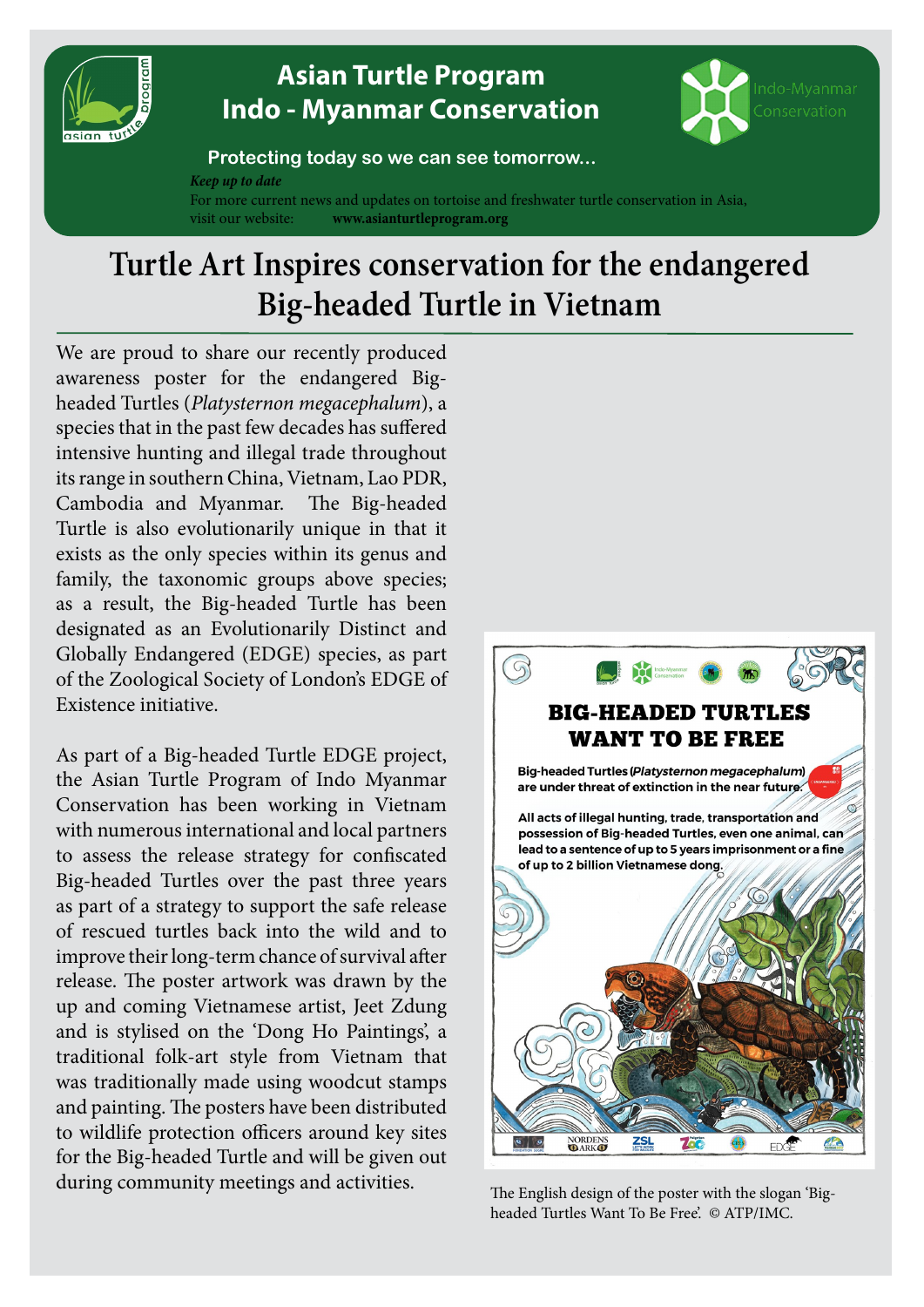Asian Turtle Program
Indo - Myanmar Conservation

Indo-Myanmar Conservation

**Protecting today so we can see tomorrow...**

***Keep up to date***

For more current news and updates on tortoise and freshwater turtle conservation in Asia, visit our website: **www.asianturtleprogram.org**

# Turtle Art Inspires conservation for the endangered Big-headed Turtle in Vietnam

We are proud to share our recently produced awareness poster for the endangered Big-headed Turtles (*Platysternon megacephalum*), a species that in the past few decades has suffered intensive hunting and illegal trade throughout its range in southern China, Vietnam, Lao PDR, Cambodia and Myanmar. The Big-headed Turtle is also evolutionarily unique in that it exists as the only species within its genus and family, the taxonomic groups above species; as a result, the Big-headed Turtle has been designated as an Evolutionarily Distinct and Globally Endangered (EDGE) species, as part of the Zoological Society of London's EDGE of Existence initiative.

As part of a Big-headed Turtle EDGE project, the Asian Turtle Program of Indo Myanmar Conservation has been working in Vietnam with numerous international and local partners to assess the release strategy for confiscated Big-headed Turtles over the past three years as part of a strategy to support the safe release of rescued turtles back into the wild and to improve their long-term chance of survival after release. The poster artwork was drawn by the up and coming Vietnamese artist, Jeet Zdung and is stylised on the 'Dong Ho Paintings', a traditional folk-art style from Vietnam that was traditionally made using woodcut stamps and painting. The posters have been distributed to wildlife protection officers around key sites for the Big-headed Turtle and will be given out during community meetings and activities.

The English design of the poster with the slogan 'Big-headed Turtles Want To Be Free'. © ATP/IMC.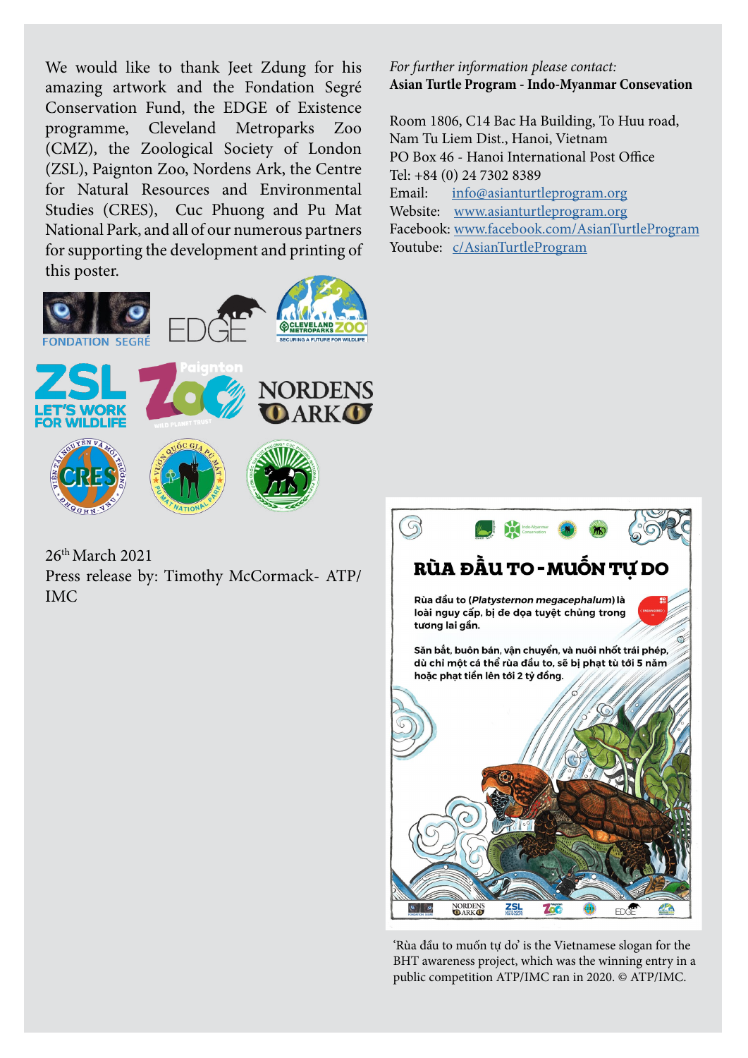We would like to thank Jeet Zdung for his amazing artwork and the Fondation Segré Conservation Fund, the EDGE of Existence programme, Cleveland Metroparks Zoo (CMZ), the Zoological Society of London (ZSL), Paignton Zoo, Nordens Ark, the Centre for Natural Resources and Environmental Studies (CRES), Cuc Phuong and Pu Mat National Park, and all of our numerous partners for supporting the development and printing of this poster.

26th March 2021
Press release by: Timothy McCormack- ATP/IMC

*For further information please contact:*
**Asian Turtle Program - Indo-Myanmar Conservation**

Room 1806, C14 Bac Ha Building, To Huu road, Nam Tu Liem Dist., Hanoi, Vietnam
PO Box 46 - Hanoi International Post Office
Tel: +84 (0) 24 7302 8389
Email: info@asianturtleprogram.org
Website: www.asianturtleprogram.org
Facebook: www.facebook.com/AsianTurtleProgram
Youtube: c/AsianTurtleProgram

‘Rùa đầu to muốn tự do’ is the Vietnamese slogan for the BHT awareness project, which was the winning entry in a public competition ATP/IMC ran in 2020. © ATP/IMC.